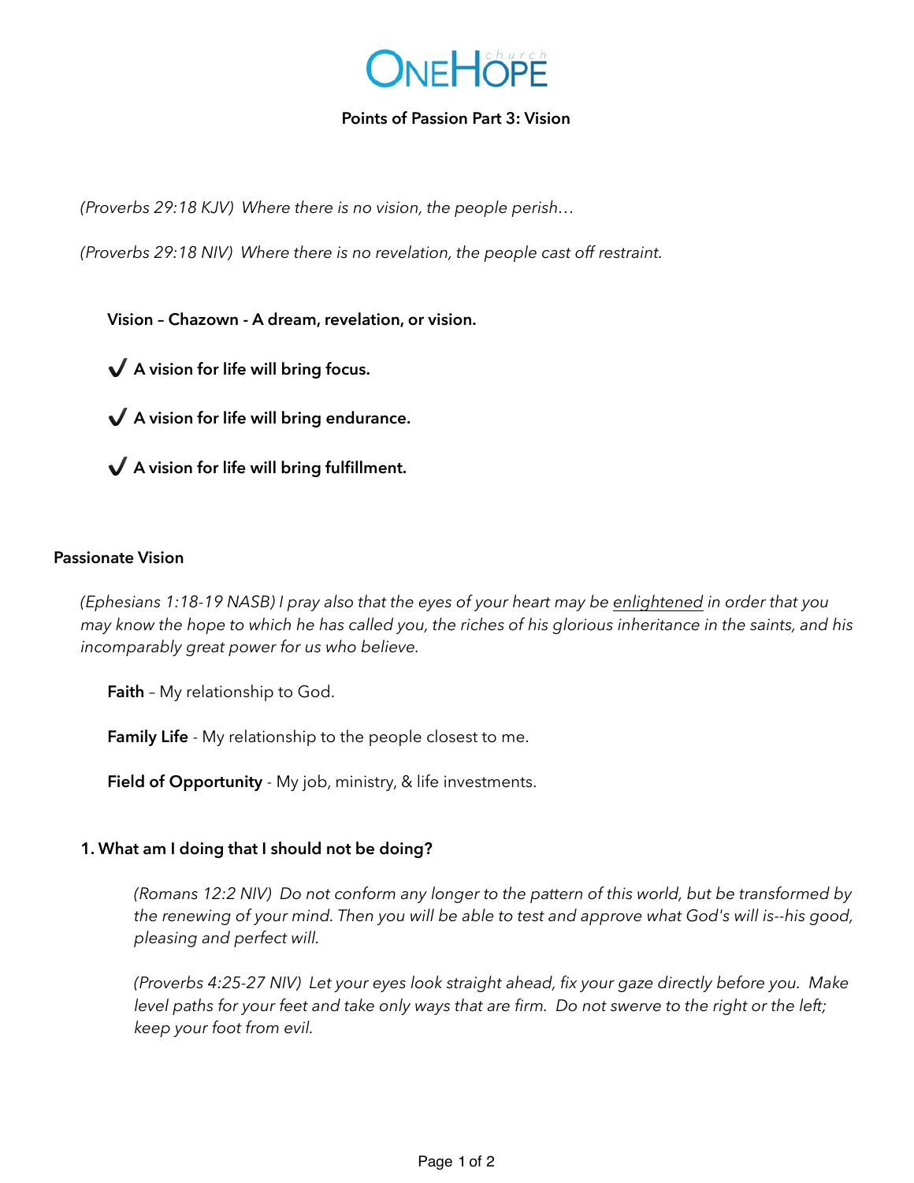# ONEHOPE church

## Points of Passion Part 3: Vision

*(Proverbs 29:18 KJV) Where there is no vision, the people perish…*

*(Proverbs 29:18 NIV) Where there is no revelation, the people cast off restraint.*

**Vision – Chazown - A dream, revelation, or vision.**

✔ **A vision for life will bring focus.**

✔ **A vision for life will bring endurance.**

✔ **A vision for life will bring fulfillment.**

### Passionate Vision

*(Ephesians 1:18-19 NASB) I pray also that the eyes of your heart may be <u>enlightened</u> in order that you may know the hope to which he has called you, the riches of his glorious inheritance in the saints, and his incomparably great power for us who believe.*

**Faith** – My relationship to God.

**Family Life** - My relationship to the people closest to me.

**Field of Opportunity** - My job, ministry, & life investments.

### 1. What am I doing that I should not be doing?

*(Romans 12:2 NIV) Do not conform any longer to the pattern of this world, but be transformed by the renewing of your mind. Then you will be able to test and approve what God's will is--his good, pleasing and perfect will.*

*(Proverbs 4:25-27 NIV) Let your eyes look straight ahead, fix your gaze directly before you. Make level paths for your feet and take only ways that are firm. Do not swerve to the right or the left; keep your foot from evil.*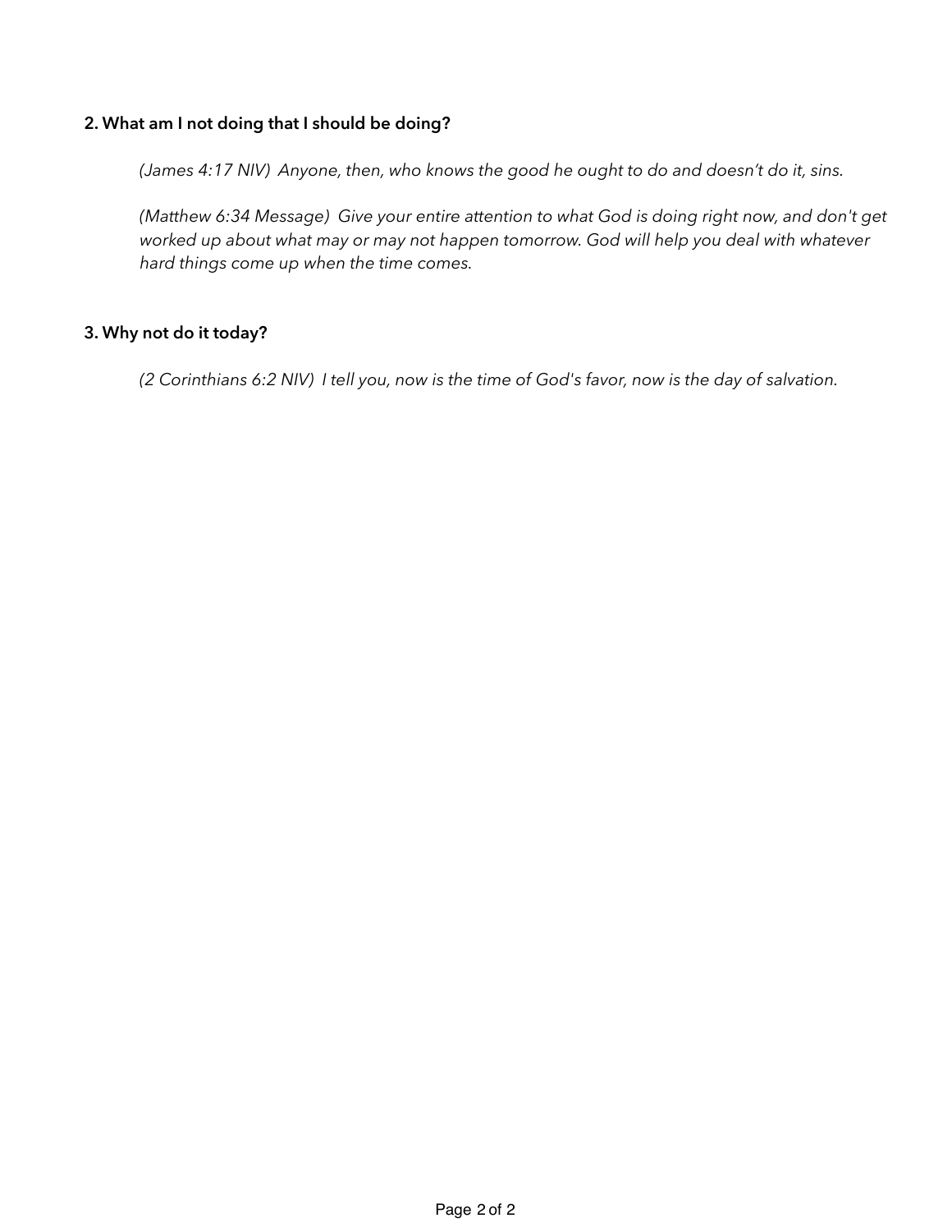**2. What am I not doing that I should be doing?**

*(James 4:17 NIV)  Anyone, then, who knows the good he ought to do and doesn't do it, sins.*

*(Matthew 6:34 Message)  Give your entire attention to what God is doing right now, and don't get worked up about what may or may not happen tomorrow. God will help you deal with whatever hard things come up when the time comes.*

**3. Why not do it today?**

*(2 Corinthians 6:2 NIV)  I tell you, now is the time of God's favor, now is the day of salvation.*